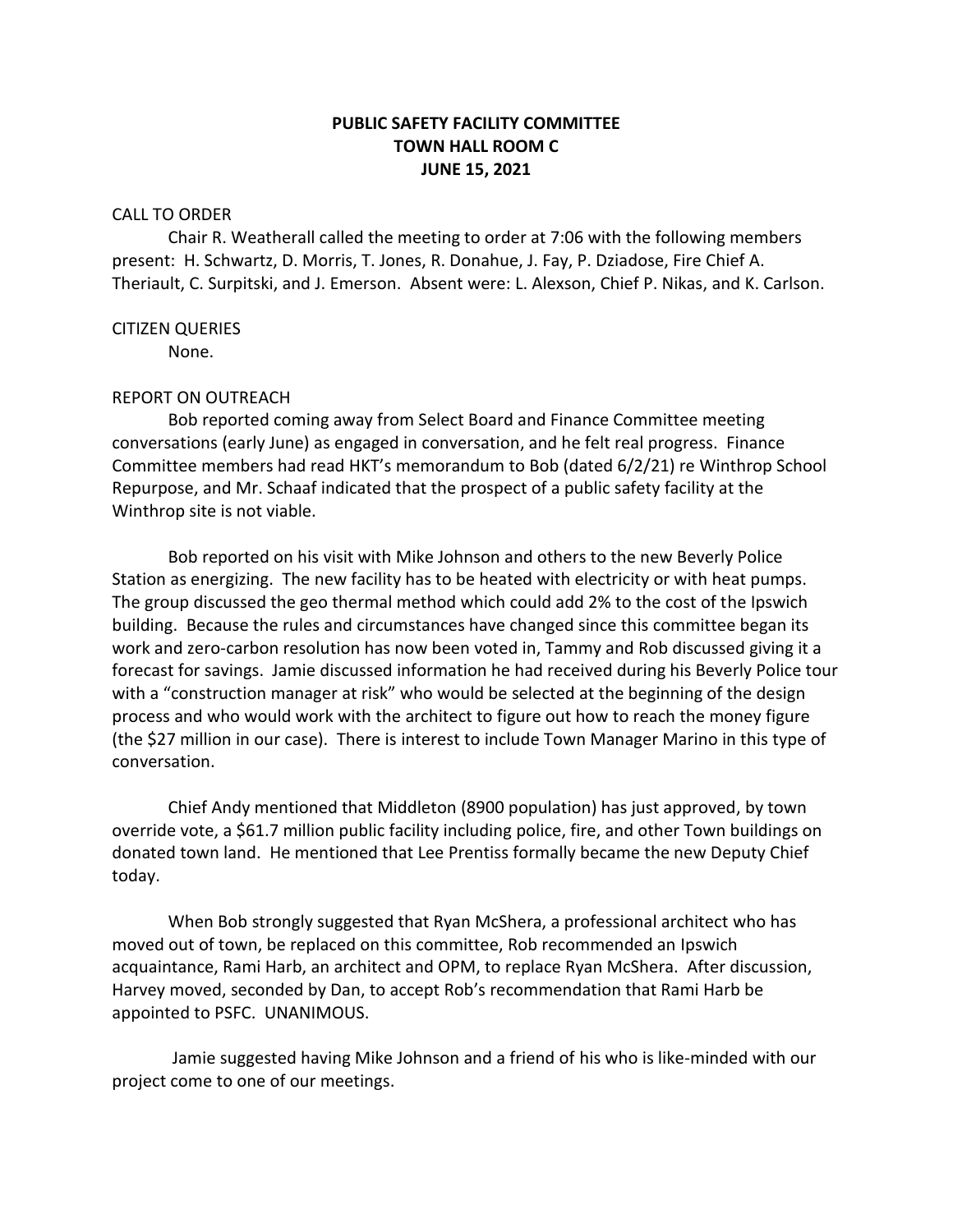**PUBLIC SAFETY FACILITY COMMITTEE**
**TOWN HALL ROOM C**
**JUNE 15, 2021**

CALL TO ORDER

Chair R. Weatherall called the meeting to order at 7:06 with the following members present: H. Schwartz, D. Morris, T. Jones, R. Donahue, J. Fay, P. Dziadose, Fire Chief A. Theriault, C. Surpitski, and J. Emerson. Absent were: L. Alexson, Chief P. Nikas, and K. Carlson.

CITIZEN QUERIES

None.

REPORT ON OUTREACH

Bob reported coming away from Select Board and Finance Committee meeting conversations (early June) as engaged in conversation, and he felt real progress. Finance Committee members had read HKT's memorandum to Bob (dated 6/2/21) re Winthrop School Repurpose, and Mr. Schaaf indicated that the prospect of a public safety facility at the Winthrop site is not viable.

Bob reported on his visit with Mike Johnson and others to the new Beverly Police Station as energizing. The new facility has to be heated with electricity or with heat pumps. The group discussed the geo thermal method which could add 2% to the cost of the Ipswich building. Because the rules and circumstances have changed since this committee began its work and zero-carbon resolution has now been voted in, Tammy and Rob discussed giving it a forecast for savings. Jamie discussed information he had received during his Beverly Police tour with a "construction manager at risk" who would be selected at the beginning of the design process and who would work with the architect to figure out how to reach the money figure (the $27 million in our case). There is interest to include Town Manager Marino in this type of conversation.

Chief Andy mentioned that Middleton (8900 population) has just approved, by town override vote, a $61.7 million public facility including police, fire, and other Town buildings on donated town land. He mentioned that Lee Prentiss formally became the new Deputy Chief today.

When Bob strongly suggested that Ryan McShera, a professional architect who has moved out of town, be replaced on this committee, Rob recommended an Ipswich acquaintance, Rami Harb, an architect and OPM, to replace Ryan McShera. After discussion, Harvey moved, seconded by Dan, to accept Rob's recommendation that Rami Harb be appointed to PSFC. UNANIMOUS.

Jamie suggested having Mike Johnson and a friend of his who is like-minded with our project come to one of our meetings.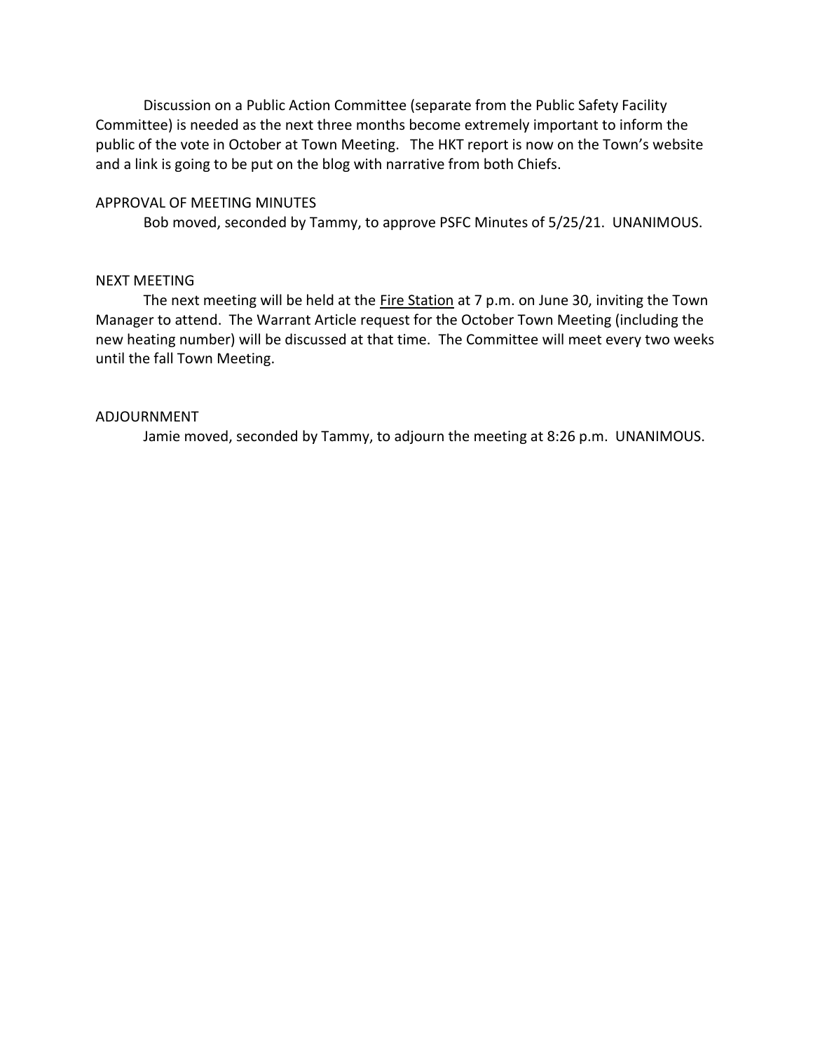Discussion on a Public Action Committee (separate from the Public Safety Facility Committee) is needed as the next three months become extremely important to inform the public of the vote in October at Town Meeting. The HKT report is now on the Town's website and a link is going to be put on the blog with narrative from both Chiefs.

APPROVAL OF MEETING MINUTES

Bob moved, seconded by Tammy, to approve PSFC Minutes of 5/25/21. UNANIMOUS.

NEXT MEETING

The next meeting will be held at the <u>Fire Station</u> at 7 p.m. on June 30, inviting the Town Manager to attend. The Warrant Article request for the October Town Meeting (including the new heating number) will be discussed at that time. The Committee will meet every two weeks until the fall Town Meeting.

ADJOURNMENT

Jamie moved, seconded by Tammy, to adjourn the meeting at 8:26 p.m. UNANIMOUS.